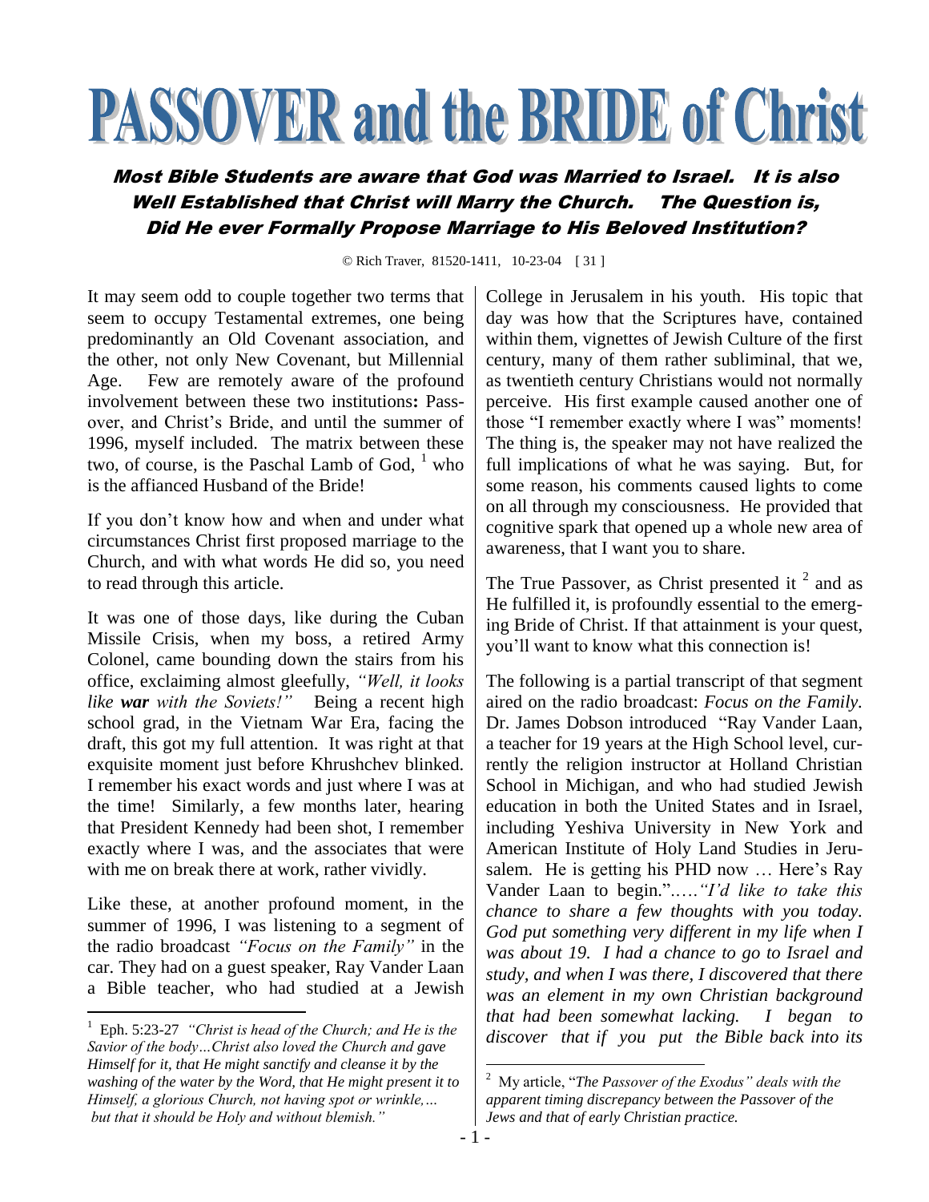# PASSOVER and the BRIDE of Christ

## Most Bible Students are aware that God was Married to Israel. It is also Well Established that Christ will Marry the Church. The Question is, Did He ever Formally Propose Marriage to His Beloved Institution?

© Rich Traver, 81520-1411, 10-23-04 [ 31 ]

It may seem odd to couple together two terms that seem to occupy Testamental extremes, one being predominantly an Old Covenant association, and the other, not only New Covenant, but Millennial Age. Few are remotely aware of the profound involvement between these two institutions**:** Passover, and Christ's Bride, and until the summer of 1996, myself included. The matrix between these two, of course, is the Paschal Lamb of God, [1] who is the affianced Husband of the Bride!

If you don't know how and when and under what circumstances Christ first proposed marriage to the Church, and with what words He did so, you need to read through this article.

It was one of those days, like during the Cuban Missile Crisis, when my boss, a retired Army Colonel, came bounding down the stairs from his office, exclaiming almost gleefully, *"Well, it looks like **war** with the Soviets!"* Being a recent high school grad, in the Vietnam War Era, facing the draft, this got my full attention. It was right at that exquisite moment just before Khrushchev blinked. I remember his exact words and just where I was at the time! Similarly, a few months later, hearing that President Kennedy had been shot, I remember exactly where I was, and the associates that were with me on break there at work, rather vividly.

Like these, at another profound moment, in the summer of 1996, I was listening to a segment of the radio broadcast *"Focus on the Family"* in the car. They had on a guest speaker, Ray Vander Laan a Bible teacher, who had studied at a Jewish College in Jerusalem in his youth. His topic that day was how that the Scriptures have, contained within them, vignettes of Jewish Culture of the first century, many of them rather subliminal, that we, as twentieth century Christians would not normally perceive. His first example caused another one of those "I remember exactly where I was" moments! The thing is, the speaker may not have realized the full implications of what he was saying. But, for some reason, his comments caused lights to come on all through my consciousness. He provided that cognitive spark that opened up a whole new area of awareness, that I want you to share.

The True Passover, as Christ presented it [2] and as He fulfilled it, is profoundly essential to the emerging Bride of Christ. If that attainment is your quest, you'll want to know what this connection is!

The following is a partial transcript of that segment aired on the radio broadcast: *Focus on the Family*. Dr. James Dobson introduced "Ray Vander Laan, a teacher for 19 years at the High School level, currently the religion instructor at Holland Christian School in Michigan, and who had studied Jewish education in both the United States and in Israel, including Yeshiva University in New York and American Institute of Holy Land Studies in Jerusalem. He is getting his PHD now … Here's Ray Vander Laan to begin."..…*"I'd like to take this chance to share a few thoughts with you today. God put something very different in my life when I was about 19. I had a chance to go to Israel and study, and when I was there, I discovered that there was an element in my own Christian background that had been somewhat lacking. I began to discover that if you put the Bible back into its*

---

[1] Eph. 5:23-27 *"Christ is head of the Church; and He is the Savior of the body…Christ also loved the Church and gave Himself for it, that He might sanctify and cleanse it by the washing of the water by the Word, that He might present it to Himself, a glorious Church, not having spot or wrinkle,… but that it should be Holy and without blemish."*

[2] My article, "*The Passover of the Exodus" deals with the apparent timing discrepancy between the Passover of the Jews and that of early Christian practice.*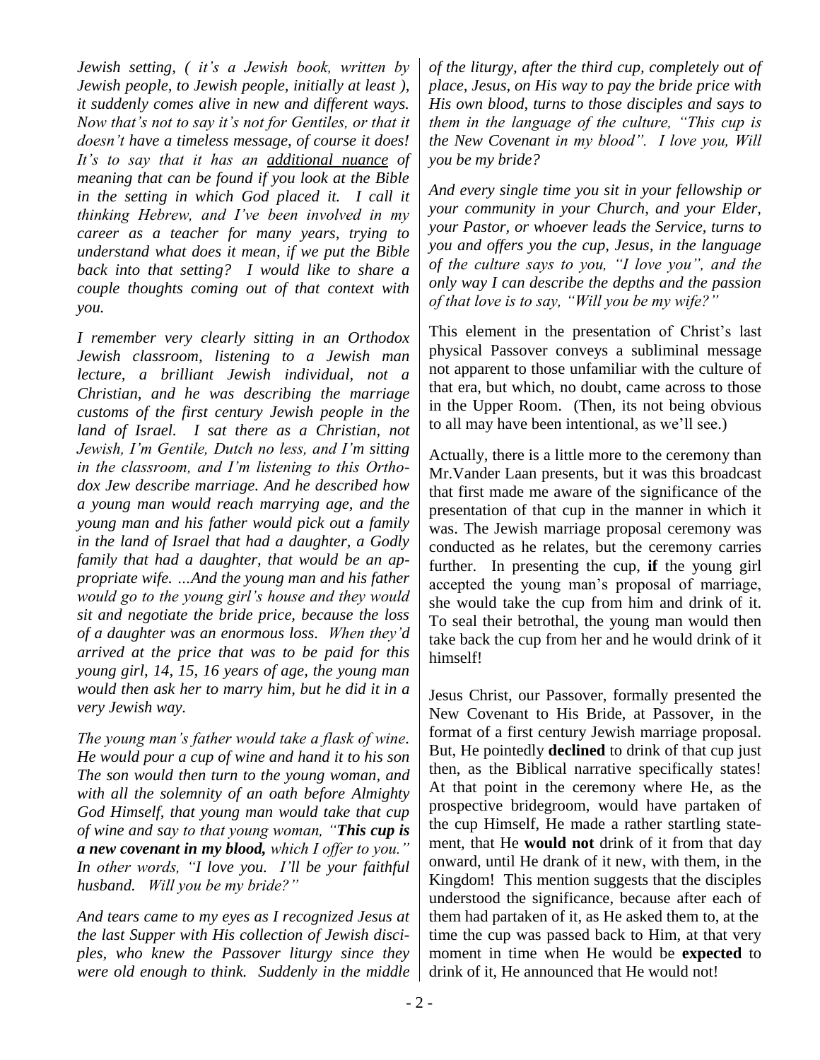*Jewish setting, ( it's a Jewish book, written by Jewish people, to Jewish people, initially at least ), it suddenly comes alive in new and different ways. Now that's not to say it's not for Gentiles, or that it doesn't have a timeless message, of course it does! It's to say that it has an additional nuance of meaning that can be found if you look at the Bible in the setting in which God placed it. I call it thinking Hebrew, and I've been involved in my career as a teacher for many years, trying to understand what does it mean, if we put the Bible back into that setting? I would like to share a couple thoughts coming out of that context with you.*

*I remember very clearly sitting in an Orthodox Jewish classroom, listening to a Jewish man lecture, a brilliant Jewish individual, not a Christian, and he was describing the marriage customs of the first century Jewish people in the land of Israel. I sat there as a Christian, not Jewish, I'm Gentile, Dutch no less, and I'm sitting in the classroom, and I'm listening to this Orthodox Jew describe marriage. And he described how a young man would reach marrying age, and the young man and his father would pick out a family in the land of Israel that had a daughter, a Godly family that had a daughter, that would be an appropriate wife. ...And the young man and his father would go to the young girl's house and they would sit and negotiate the bride price, because the loss of a daughter was an enormous loss. When they'd arrived at the price that was to be paid for this young girl, 14, 15, 16 years of age, the young man would then ask her to marry him, but he did it in a very Jewish way.*

*The young man's father would take a flask of wine. He would pour a cup of wine and hand it to his son The son would then turn to the young woman, and with all the solemnity of an oath before Almighty God Himself, that young man would take that cup of wine and say to that young woman, "**This cup is a new covenant in my blood,** which I offer to you." In other words, "I love you. I'll be your faithful husband. Will you be my bride?"*

*And tears came to my eyes as I recognized Jesus at the last Supper with His collection of Jewish disciples, who knew the Passover liturgy since they were old enough to think. Suddenly in the middle of the liturgy, after the third cup, completely out of place, Jesus, on His way to pay the bride price with His own blood, turns to those disciples and says to them in the language of the culture, "This cup is the New Covenant in my blood". I love you, Will you be my bride?*

*And every single time you sit in your fellowship or your community in your Church, and your Elder, your Pastor, or whoever leads the Service, turns to you and offers you the cup, Jesus, in the language of the culture says to you, "I love you", and the only way I can describe the depths and the passion of that love is to say, "Will you be my wife?"*

This element in the presentation of Christ's last physical Passover conveys a subliminal message not apparent to those unfamiliar with the culture of that era, but which, no doubt, came across to those in the Upper Room. (Then, its not being obvious to all may have been intentional, as we'll see.)

Actually, there is a little more to the ceremony than Mr.Vander Laan presents, but it was this broadcast that first made me aware of the significance of the presentation of that cup in the manner in which it was. The Jewish marriage proposal ceremony was conducted as he relates, but the ceremony carries further. In presenting the cup, **if** the young girl accepted the young man's proposal of marriage, she would take the cup from him and drink of it. To seal their betrothal, the young man would then take back the cup from her and he would drink of it himself!

Jesus Christ, our Passover, formally presented the New Covenant to His Bride, at Passover, in the format of a first century Jewish marriage proposal. But, He pointedly **declined** to drink of that cup just then, as the Biblical narrative specifically states! At that point in the ceremony where He, as the prospective bridegroom, would have partaken of the cup Himself, He made a rather startling statement, that He **would not** drink of it from that day onward, until He drank of it new, with them, in the Kingdom! This mention suggests that the disciples understood the significance, because after each of them had partaken of it, as He asked them to, at the time the cup was passed back to Him, at that very moment in time when He would be **expected** to drink of it, He announced that He would not!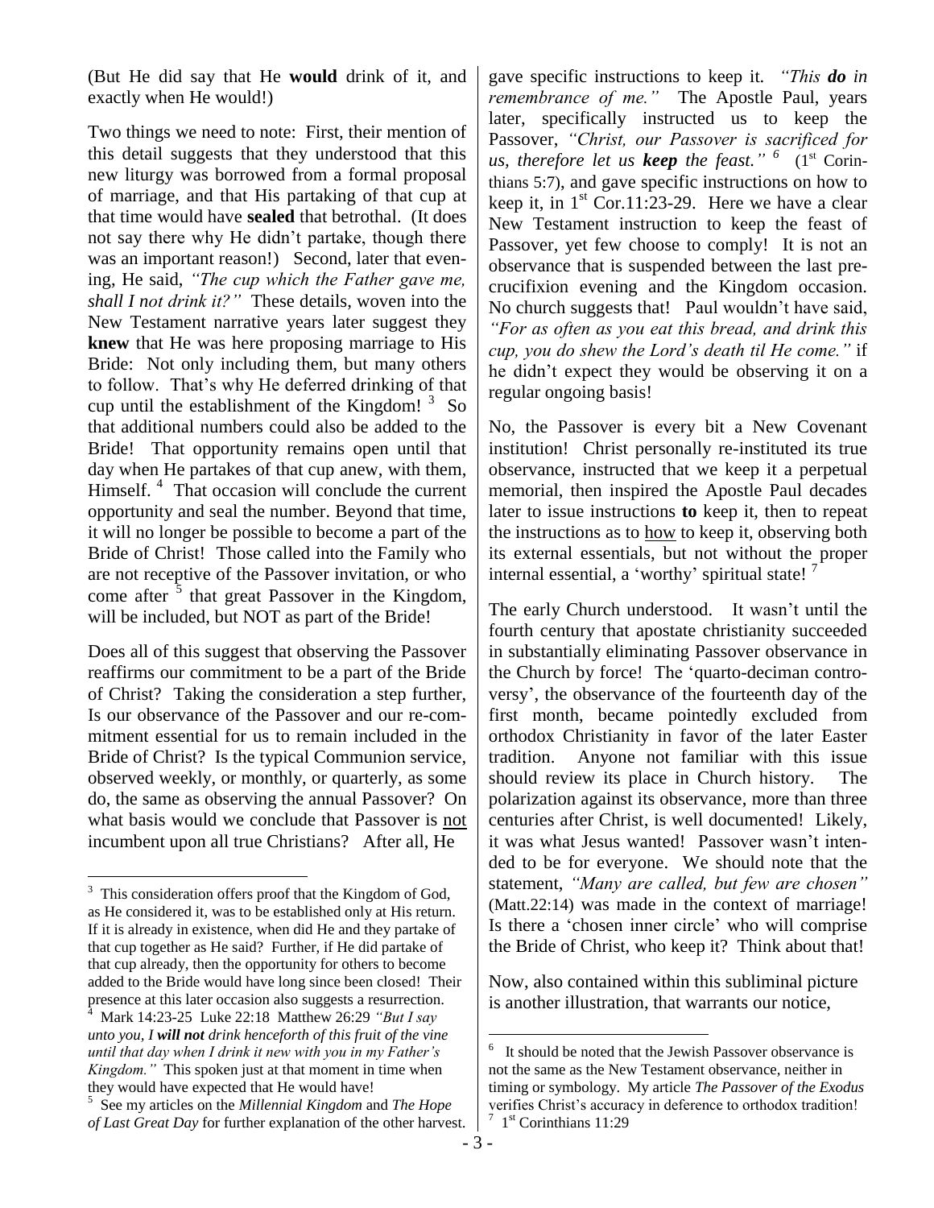(But He did say that He **would** drink of it, and exactly when He would!)

Two things we need to note: First, their mention of this detail suggests that they understood that this new liturgy was borrowed from a formal proposal of marriage, and that His partaking of that cup at that time would have **sealed** that betrothal. (It does not say there why He didn't partake, though there was an important reason!) Second, later that evening, He said, *"The cup which the Father gave me, shall I not drink it?"* These details, woven into the New Testament narrative years later suggest they **knew** that He was here proposing marriage to His Bride: Not only including them, but many others to follow. That's why He deferred drinking of that cup until the establishment of the Kingdom! [3] So that additional numbers could also be added to the Bride! That opportunity remains open until that day when He partakes of that cup anew, with them, Himself. [4] That occasion will conclude the current opportunity and seal the number. Beyond that time, it will no longer be possible to become a part of the Bride of Christ! Those called into the Family who are not receptive of the Passover invitation, or who come after [5] that great Passover in the Kingdom, will be included, but NOT as part of the Bride!

Does all of this suggest that observing the Passover reaffirms our commitment to be a part of the Bride of Christ? Taking the consideration a step further, Is our observance of the Passover and our re-commitment essential for us to remain included in the Bride of Christ? Is the typical Communion service, observed weekly, or monthly, or quarterly, as some do, the same as observing the annual Passover? On what basis would we conclude that Passover is <u>not</u> incumbent upon all true Christians? After all, He gave specific instructions to keep it. *"This **do** in remembrance of me."* The Apostle Paul, years later, specifically instructed us to keep the Passover, *"Christ, our Passover is sacrificed for us, therefore let us **keep** the feast."* [6] (1st Corinthians 5:7), and gave specific instructions on how to keep it, in 1st Cor.11:23-29. Here we have a clear New Testament instruction to keep the feast of Passover, yet few choose to comply! It is not an observance that is suspended between the last pre-crucifixion evening and the Kingdom occasion. No church suggests that! Paul wouldn't have said, *"For as often as you eat this bread, and drink this cup, you do shew the Lord's death til He come."* if he didn't expect they would be observing it on a regular ongoing basis!

No, the Passover is every bit a New Covenant institution! Christ personally re-instituted its true observance, instructed that we keep it a perpetual memorial, then inspired the Apostle Paul decades later to issue instructions **to** keep it, then to repeat the instructions as to <u>how</u> to keep it, observing both its external essentials, but not without the proper internal essential, a 'worthy' spiritual state! [7]

The early Church understood. It wasn't until the fourth century that apostate christianity succeeded in substantially eliminating Passover observance in the Church by force! The 'quarto-deciman controversy', the observance of the fourteenth day of the first month, became pointedly excluded from orthodox Christianity in favor of the later Easter tradition. Anyone not familiar with this issue should review its place in Church history. The polarization against its observance, more than three centuries after Christ, is well documented! Likely, it was what Jesus wanted! Passover wasn't intended to be for everyone. We should note that the statement, *"Many are called, but few are chosen"* (Matt.22:14) was made in the context of marriage! Is there a 'chosen inner circle' who will comprise the Bride of Christ, who keep it? Think about that!

Now, also contained within this subliminal picture is another illustration, that warrants our notice,

---

[3] This consideration offers proof that the Kingdom of God, as He considered it, was to be established only at His return. If it is already in existence, when did He and they partake of that cup together as He said? Further, if He did partake of that cup already, then the opportunity for others to become added to the Bride would have long since been closed! Their presence at this later occasion also suggests a resurrection.

[4] Mark 14:23-25 Luke 22:18 Matthew 26:29 *"But I say unto you, I **will not** drink henceforth of this fruit of the vine until that day when I drink it new with you in my Father's Kingdom."* This spoken just at that moment in time when they would have expected that He would have!

[5] See my articles on the *Millennial Kingdom* and *The Hope of Last Great Day* for further explanation of the other harvest.

[6] It should be noted that the Jewish Passover observance is not the same as the New Testament observance, neither in timing or symbology. My article *The Passover of the Exodus* verifies Christ's accuracy in deference to orthodox tradition!

[7] 1st Corinthians 11:29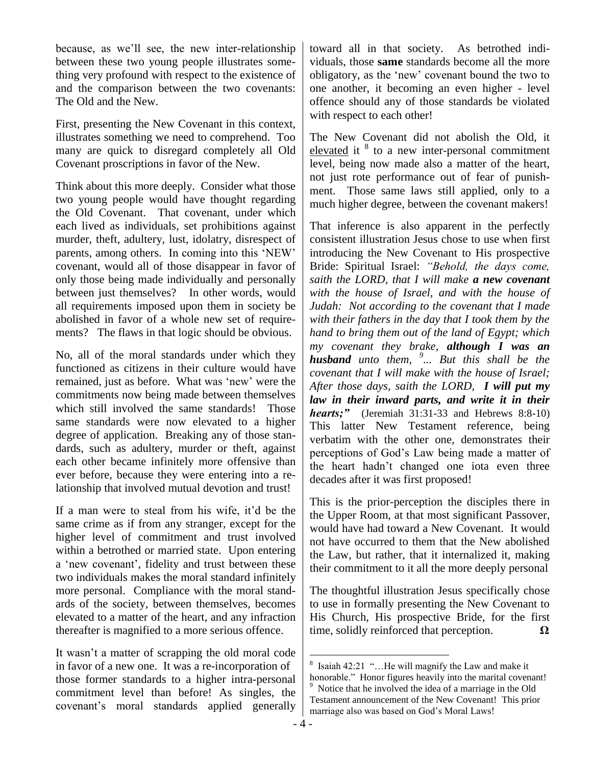because, as we'll see, the new inter-relationship between these two young people illustrates something very profound with respect to the existence of and the comparison between the two covenants: The Old and the New.

First, presenting the New Covenant in this context, illustrates something we need to comprehend. Too many are quick to disregard completely all Old Covenant proscriptions in favor of the New.

Think about this more deeply. Consider what those two young people would have thought regarding the Old Covenant. That covenant, under which each lived as individuals, set prohibitions against murder, theft, adultery, lust, idolatry, disrespect of parents, among others. In coming into this 'NEW' covenant, would all of those disappear in favor of only those being made individually and personally between just themselves? In other words, would all requirements imposed upon them in society be abolished in favor of a whole new set of requirements? The flaws in that logic should be obvious.

No, all of the moral standards under which they functioned as citizens in their culture would have remained, just as before. What was 'new' were the commitments now being made between themselves which still involved the same standards! Those same standards were now elevated to a higher degree of application. Breaking any of those standards, such as adultery, murder or theft, against each other became infinitely more offensive than ever before, because they were entering into a relationship that involved mutual devotion and trust!

If a man were to steal from his wife, it'd be the same crime as if from any stranger, except for the higher level of commitment and trust involved within a betrothed or married state. Upon entering a 'new covenant', fidelity and trust between these two individuals makes the moral standard infinitely more personal. Compliance with the moral standards of the society, between themselves, becomes elevated to a matter of the heart, and any infraction thereafter is magnified to a more serious offence.

It wasn't a matter of scrapping the old moral code in favor of a new one. It was a re-incorporation of those former standards to a higher intra-personal commitment level than before! As singles, the covenant's moral standards applied generally toward all in that society. As betrothed individuals, those **same** standards become all the more obligatory, as the 'new' covenant bound the two to one another, it becoming an even higher - level offence should any of those standards be violated with respect to each other!

The New Covenant did not abolish the Old, it elevated it [8] to a new inter-personal commitment level, being now made also a matter of the heart, not just rote performance out of fear of punishment. Those same laws still applied, only to a much higher degree, between the covenant makers!

That inference is also apparent in the perfectly consistent illustration Jesus chose to use when first introducing the New Covenant to His prospective Bride: Spiritual Israel: *"Behold, the days come, saith the LORD, that I will make **a new covenant** with the house of Israel, and with the house of Judah: Not according to the covenant that I made with their fathers in the day that I took them by the hand to bring them out of the land of Egypt; which my covenant they brake, **although I was an husband** unto them, [9]... But this shall be the covenant that I will make with the house of Israel; After those days, saith the LORD, **I will put my law in their inward parts, and write it in their hearts;"*** (Jeremiah 31:31-33 and Hebrews 8:8-10) This latter New Testament reference, being verbatim with the other one, demonstrates their perceptions of God's Law being made a matter of the heart hadn't changed one iota even three decades after it was first proposed!

This is the prior-perception the disciples there in the Upper Room, at that most significant Passover, would have had toward a New Covenant. It would not have occurred to them that the New abolished the Law, but rather, that it internalized it, making their commitment to it all the more deeply personal

The thoughtful illustration Jesus specifically chose to use in formally presenting the New Covenant to His Church, His prospective Bride, for the first time, solidly reinforced that perception. Ω

---

[8] Isaiah 42:21 "…He will magnify the Law and make it honorable." Honor figures heavily into the marital covenant!

[9] Notice that he involved the idea of a marriage in the Old Testament announcement of the New Covenant! This prior marriage also was based on God's Moral Laws!